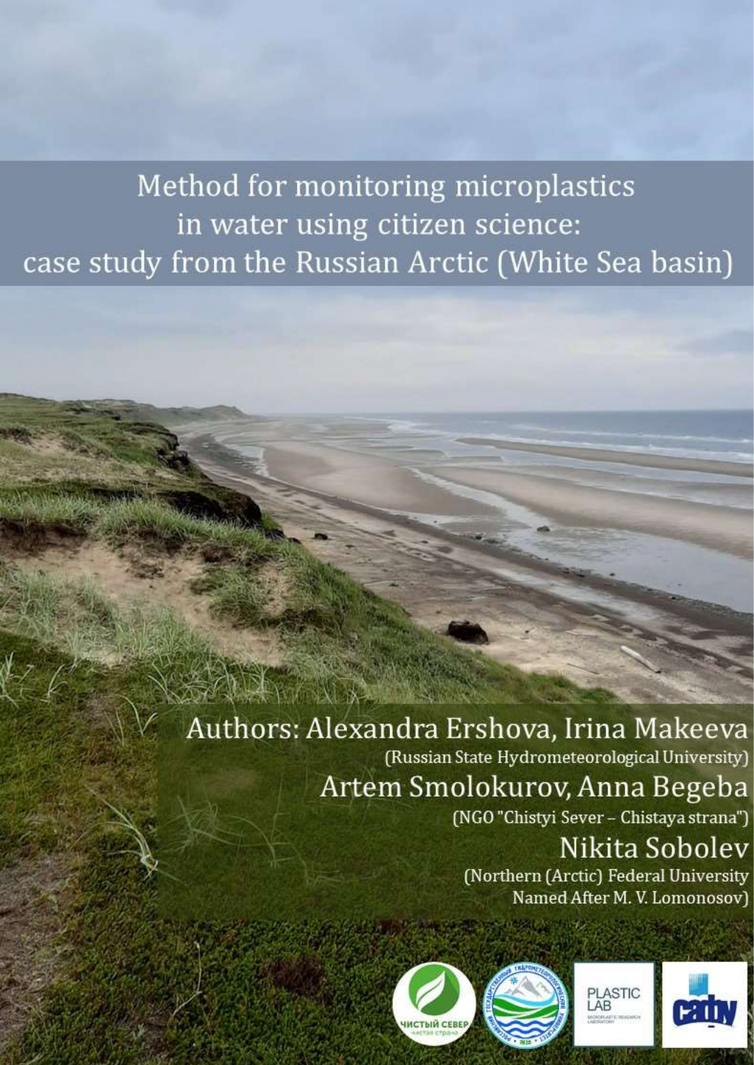# Method for monitoring microplastics in water using citizen science: case study from the Russian Arctic (White Sea basin)

Authors: Alexandra Ershova, Irina Makeeva
(Russian State Hydrometeorological University)

Artem Smolokurov, Anna Begeba
(NGO "Chistyi Sever – Chistaya strana")

Nikita Sobolev
(Northern (Arctic) Federal University Named After M. V. Lomonosov)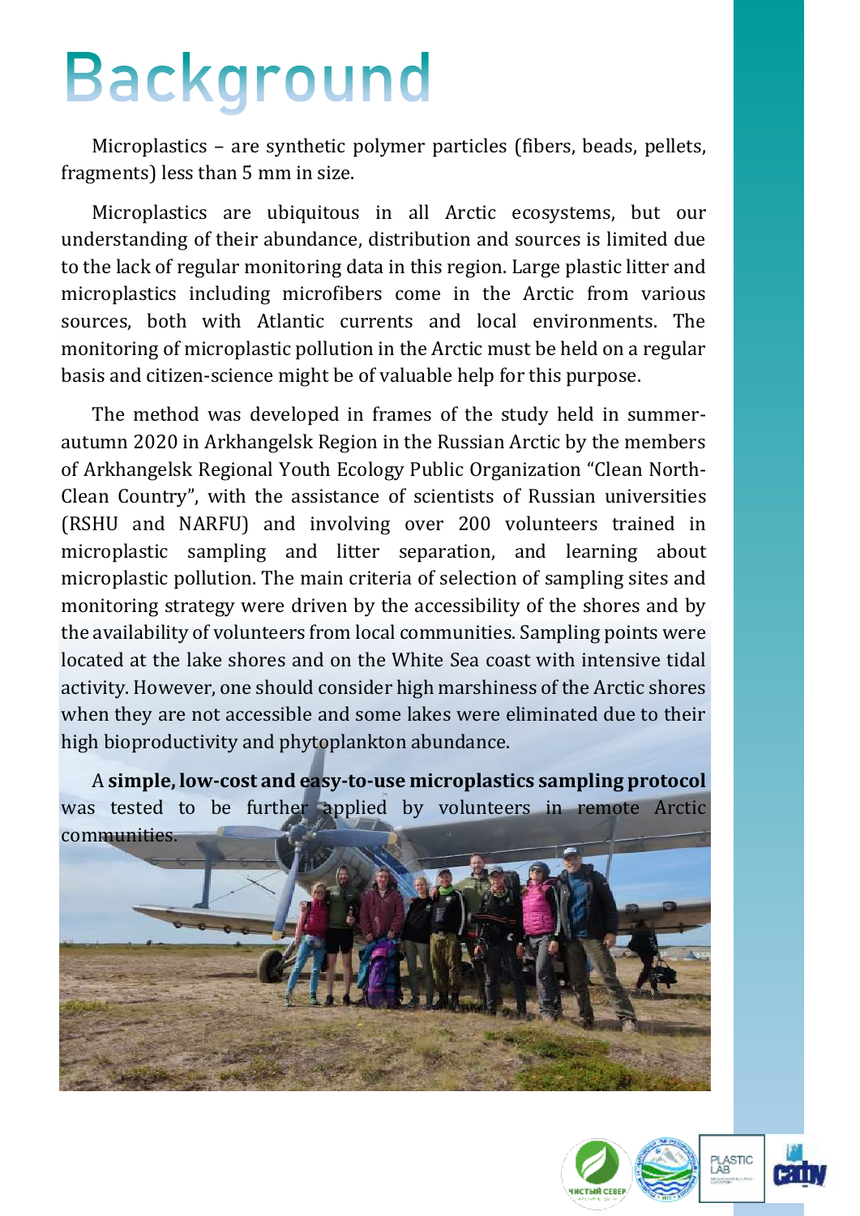# Background

Microplastics – are synthetic polymer particles (fibers, beads, pellets, fragments) less than 5 mm in size.

Microplastics are ubiquitous in all Arctic ecosystems, but our understanding of their abundance, distribution and sources is limited due to the lack of regular monitoring data in this region. Large plastic litter and microplastics including microfibers come in the Arctic from various sources, both with Atlantic currents and local environments. The monitoring of microplastic pollution in the Arctic must be held on a regular basis and citizen-science might be of valuable help for this purpose.

The method was developed in frames of the study held in summer-autumn 2020 in Arkhangelsk Region in the Russian Arctic by the members of Arkhangelsk Regional Youth Ecology Public Organization "Clean North-Clean Country", with the assistance of scientists of Russian universities (RSHU and NARFU) and involving over 200 volunteers trained in microplastic sampling and litter separation, and learning about microplastic pollution. The main criteria of selection of sampling sites and monitoring strategy were driven by the accessibility of the shores and by the availability of volunteers from local communities. Sampling points were located at the lake shores and on the White Sea coast with intensive tidal activity. However, one should consider high marshiness of the Arctic shores when they are not accessible and some lakes were eliminated due to their high bioproductivity and phytoplankton abundance.

A **simple, low-cost and easy-to-use microplastics sampling protocol** was tested to be further applied by volunteers in remote Arctic communities.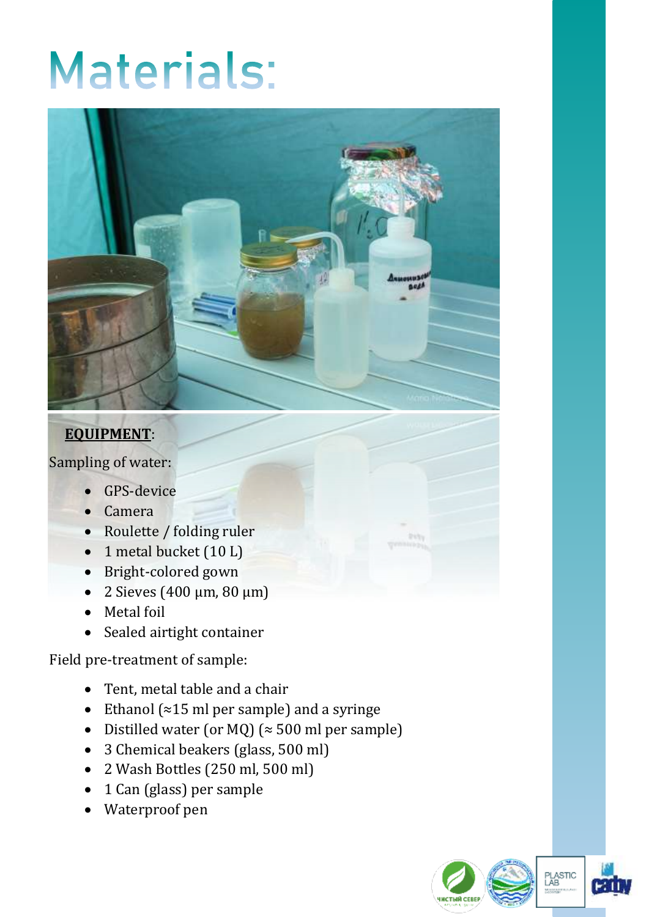# Materials:

**EQUIPMENT**:

Sampling of water:

- GPS-device
- Camera
- Roulette / folding ruler
- 1 metal bucket (10 L)
- Bright-colored gown
- 2 Sieves (400 µm, 80 µm)
- Metal foil
- Sealed airtight container

Field pre-treatment of sample:

- Tent, metal table and a chair
- Ethanol (≈15 ml per sample) and a syringe
- Distilled water (or MQ) (≈ 500 ml per sample)
- 3 Chemical beakers (glass, 500 ml)
- 2 Wash Bottles (250 ml, 500 ml)
- 1 Can (glass) per sample
- Waterproof pen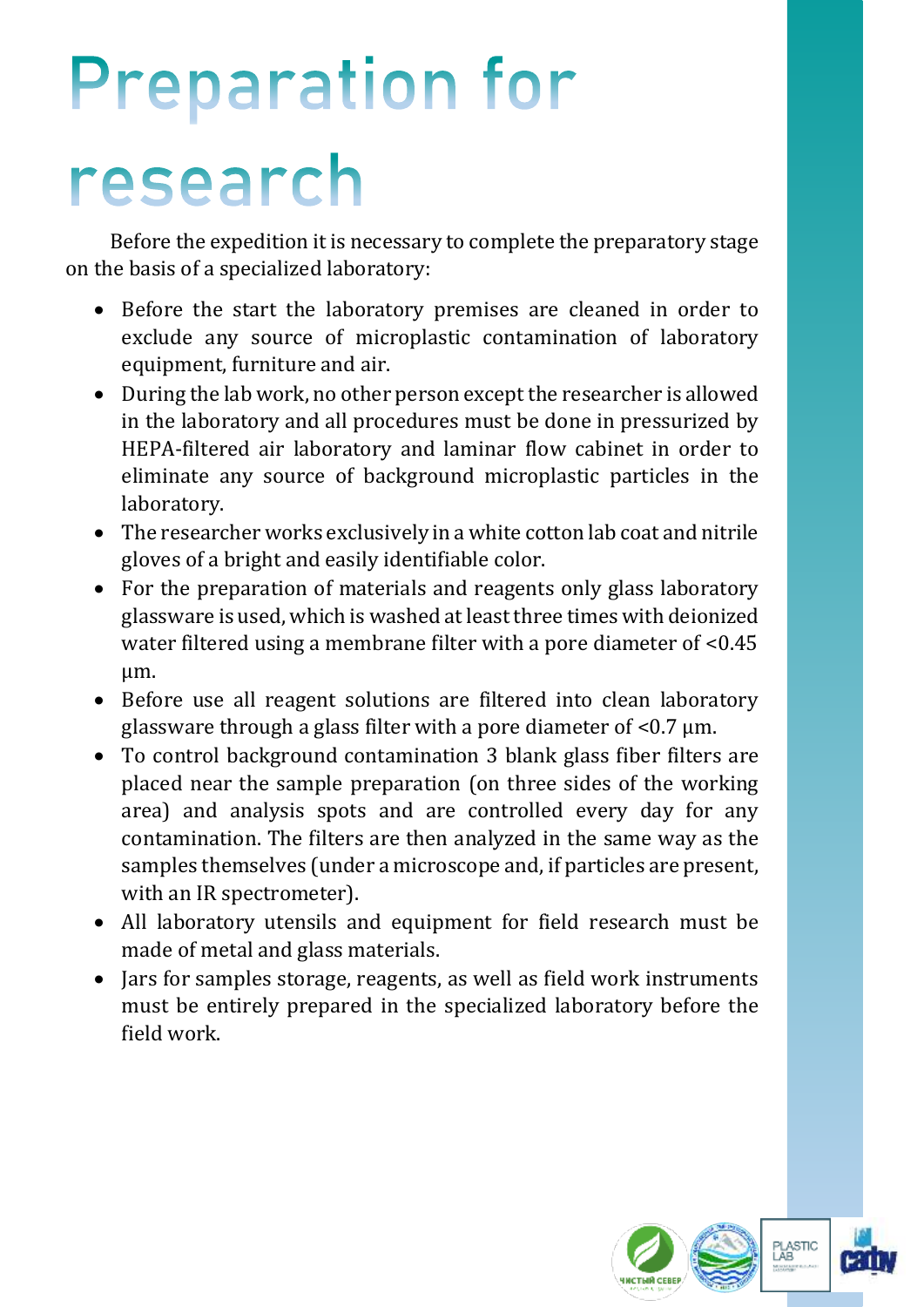# Preparation for research

Before the expedition it is necessary to complete the preparatory stage on the basis of a specialized laboratory:

- Before the start the laboratory premises are cleaned in order to exclude any source of microplastic contamination of laboratory equipment, furniture and air.
- During the lab work, no other person except the researcher is allowed in the laboratory and all procedures must be done in pressurized by HEPA-filtered air laboratory and laminar flow cabinet in order to eliminate any source of background microplastic particles in the laboratory.
- The researcher works exclusively in a white cotton lab coat and nitrile gloves of a bright and easily identifiable color.
- For the preparation of materials and reagents only glass laboratory glassware is used, which is washed at least three times with deionized water filtered using a membrane filter with a pore diameter of <0.45 µm.
- Before use all reagent solutions are filtered into clean laboratory glassware through a glass filter with a pore diameter of <0.7 µm.
- To control background contamination 3 blank glass fiber filters are placed near the sample preparation (on three sides of the working area) and analysis spots and are controlled every day for any contamination. The filters are then analyzed in the same way as the samples themselves (under a microscope and, if particles are present, with an IR spectrometer).
- All laboratory utensils and equipment for field research must be made of metal and glass materials.
- Jars for samples storage, reagents, as well as field work instruments must be entirely prepared in the specialized laboratory before the field work.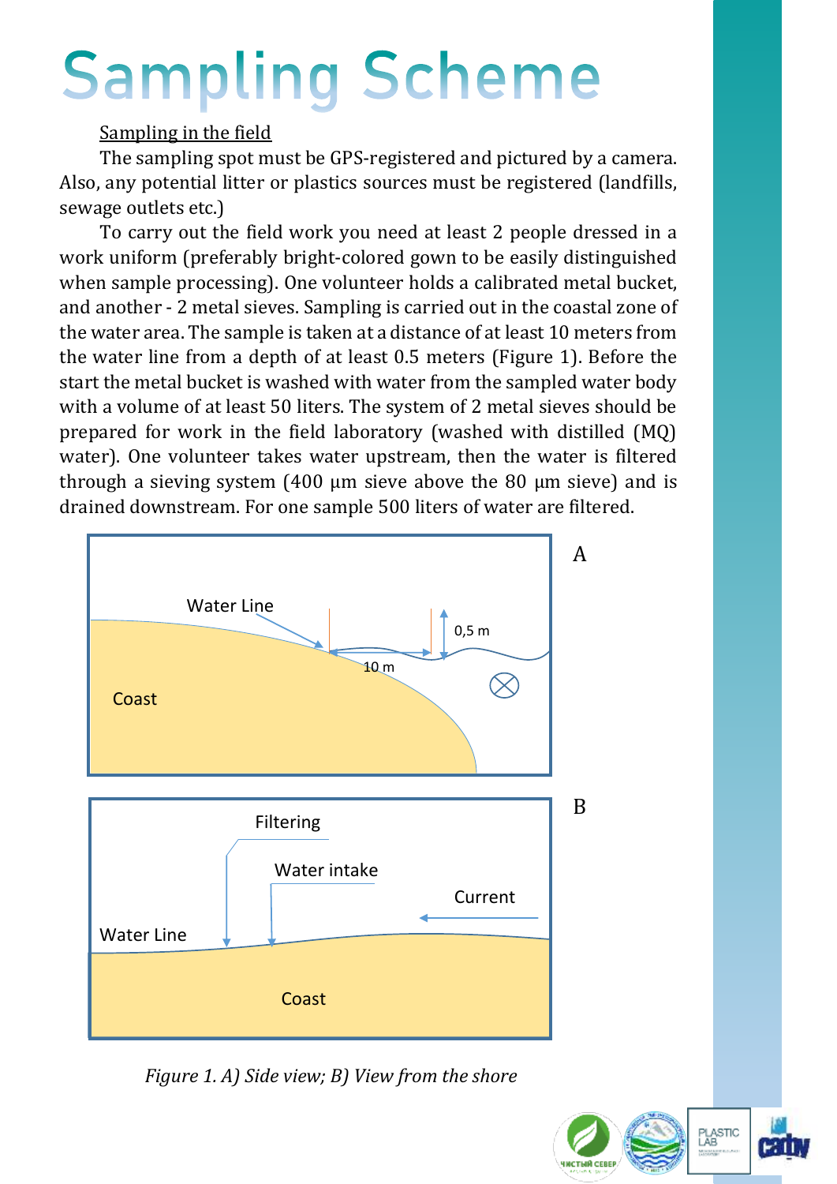# Sampling Scheme

Sampling in the field

The sampling spot must be GPS-registered and pictured by a camera. Also, any potential litter or plastics sources must be registered (landfills, sewage outlets etc.)

To carry out the field work you need at least 2 people dressed in a work uniform (preferably bright-colored gown to be easily distinguished when sample processing). One volunteer holds a calibrated metal bucket, and another - 2 metal sieves. Sampling is carried out in the coastal zone of the water area. The sample is taken at a distance of at least 10 meters from the water line from a depth of at least 0.5 meters (Figure 1). Before the start the metal bucket is washed with water from the sampled water body with a volume of at least 50 liters. The system of 2 metal sieves should be prepared for work in the field laboratory (washed with distilled (MQ) water). One volunteer takes water upstream, then the water is filtered through a sieving system (400 µm sieve above the 80 µm sieve) and is drained downstream. For one sample 500 liters of water are filtered.

A

Water Line

0,5 m

10 m

Coast

B

Filtering

Water intake

Current

Water Line

Coast

*Figure 1. A) Side view; B) View from the shore*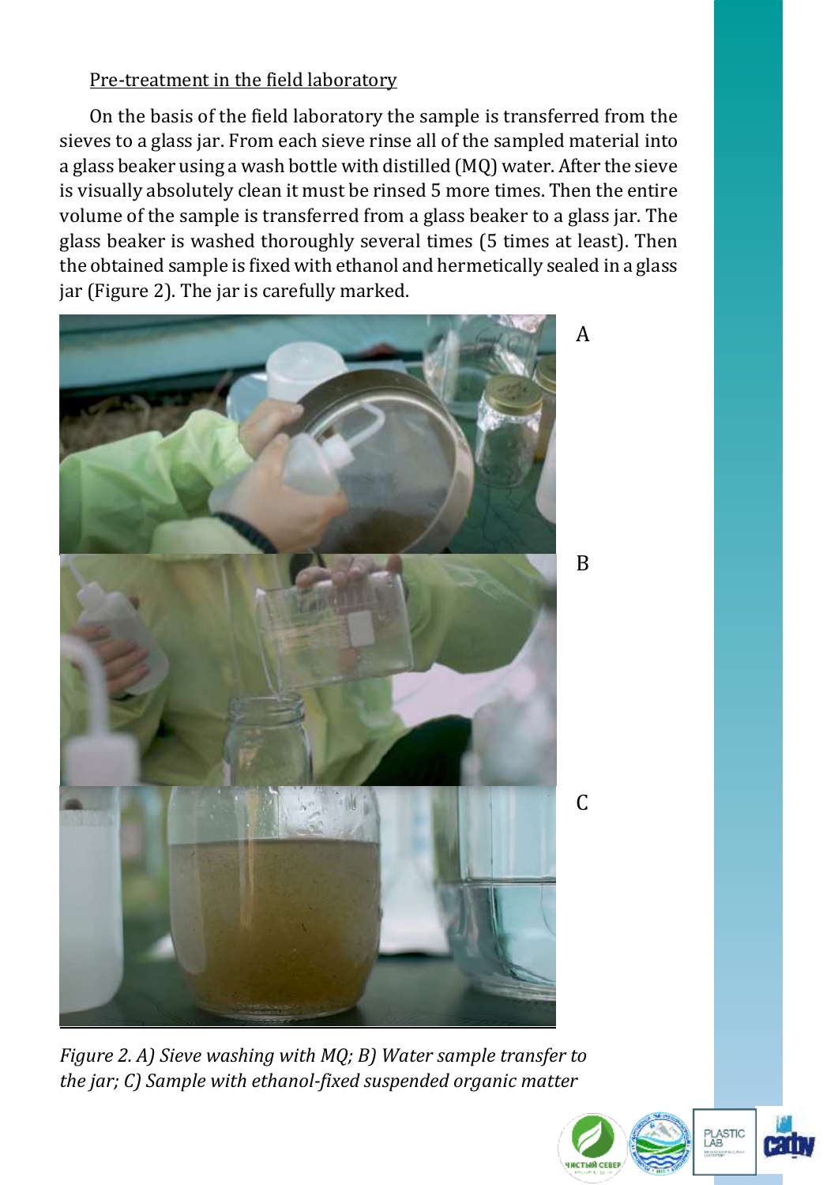Pre-treatment in the field laboratory

On the basis of the field laboratory the sample is transferred from the sieves to a glass jar. From each sieve rinse all of the sampled material into a glass beaker using a wash bottle with distilled (MQ) water. After the sieve is visually absolutely clean it must be rinsed 5 more times. Then the entire volume of the sample is transferred from a glass beaker to a glass jar. The glass beaker is washed thoroughly several times (5 times at least). Then the obtained sample is fixed with ethanol and hermetically sealed in a glass jar (Figure 2). The jar is carefully marked.

A

B

C

*Figure 2. A) Sieve washing with MQ; B) Water sample transfer to the jar; C) Sample with ethanol-fixed suspended organic matter*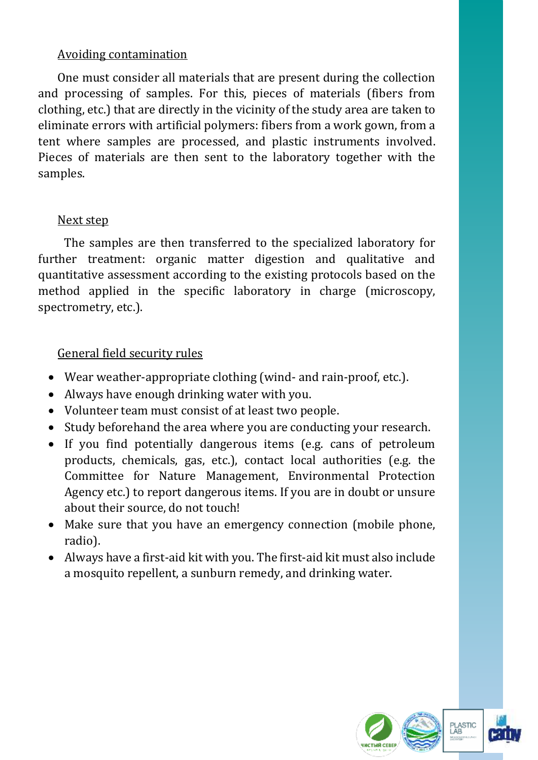## Avoiding contamination

One must consider all materials that are present during the collection and processing of samples. For this, pieces of materials (fibers from clothing, etc.) that are directly in the vicinity of the study area are taken to eliminate errors with artificial polymers: fibers from a work gown, from a tent where samples are processed, and plastic instruments involved. Pieces of materials are then sent to the laboratory together with the samples.

## Next step

The samples are then transferred to the specialized laboratory for further treatment: organic matter digestion and qualitative and quantitative assessment according to the existing protocols based on the method applied in the specific laboratory in charge (microscopy, spectrometry, etc.).

## General field security rules

- Wear weather-appropriate clothing (wind- and rain-proof, etc.).
- Always have enough drinking water with you.
- Volunteer team must consist of at least two people.
- Study beforehand the area where you are conducting your research.
- If you find potentially dangerous items (e.g. cans of petroleum products, chemicals, gas, etc.), contact local authorities (e.g. the Committee for Nature Management, Environmental Protection Agency etc.) to report dangerous items. If you are in doubt or unsure about their source, do not touch!
- Make sure that you have an emergency connection (mobile phone, radio).
- Always have a first-aid kit with you. The first-aid kit must also include a mosquito repellent, a sunburn remedy, and drinking water.